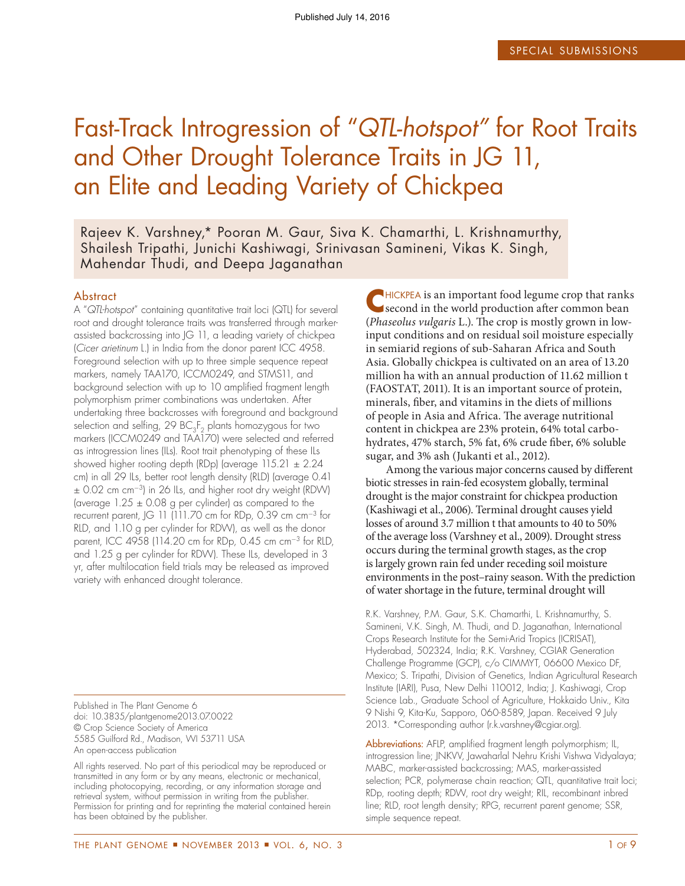Published July 14, 2016

SPECIAL SUBMISSIONS

# Fast-Track Introgression of "*QTL-hotspot*" for Root Traits and Other Drought Tolerance Traits in JG 11, an Elite and Leading Variety of Chickpea

Rajeev K. Varshney,* Pooran M. Gaur, Siva K. Chamarthi, L. Krishnamurthy, Shailesh Tripathi, Junichi Kashiwagi, Srinivasan Samineni, Vikas K. Singh, Mahendar Thudi, and Deepa Jaganathan

## Abstract

A "*QTL-hotspot*" containing quantitative trait loci (QTL) for several root and drought tolerance traits was transferred through marker-assisted backcrossing into JG 11, a leading variety of chickpea (*Cicer arietinum* L.) in India from the donor parent ICC 4958. Foreground selection with up to three simple sequence repeat markers, namely TAA170, ICCM0249, and STMS11, and background selection with up to 10 amplified fragment length polymorphism primer combinations was undertaken. After undertaking three backcrosses with foreground and background selection and selfing, 29 $BC_3F_2$ plants homozygous for two markers (ICCM0249 and TAA170) were selected and referred as introgression lines (ILs). Root trait phenotyping of these ILs showed higher rooting depth (RDp) (average 115.21 ± 2.24 cm) in all 29 ILs, better root length density (RLD) (average 0.41 ± 0.02 cm $cm^{-3}$) in 26 ILs, and higher root dry weight (RDW) (average 1.25 ± 0.08 g per cylinder) as compared to the recurrent parent, JG 11 (111.70 cm for RDp, 0.39 cm $cm^{-3}$ for RLD, and 1.10 g per cylinder for RDW), as well as the donor parent, ICC 4958 (114.20 cm for RDp, 0.45 cm $cm^{-3}$ for RLD, and 1.25 g per cylinder for RDW). These ILs, developed in 3 yr, after multilocation field trials may be released as improved variety with enhanced drought tolerance.

Published in The Plant Genome 6
doi: 10.3835/plantgenome2013.07.0022
© Crop Science Society of America
5585 Guilford Rd., Madison, WI 53711 USA
An open-access publication

All rights reserved. No part of this periodical may be reproduced or transmitted in any form or by any means, electronic or mechanical, including photocopying, recording, or any information storage and retrieval system, without permission in writing from the publisher. Permission for printing and for reprinting the material contained herein has been obtained by the publisher.

CHICKPEA is an important food legume crop that ranks second in the world production after common bean (*Phaseolus vulgaris* L.). The crop is mostly grown in low-input conditions and on residual soil moisture especially in semiarid regions of sub-Saharan Africa and South Asia. Globally chickpea is cultivated on an area of 13.20 million ha with an annual production of 11.62 million t (FAOSTAT, 2011). It is an important source of protein, minerals, fiber, and vitamins in the diets of millions of people in Asia and Africa. The average nutritional content in chickpea are 23% protein, 64% total carbohydrates, 47% starch, 5% fat, 6% crude fiber, 6% soluble sugar, and 3% ash (Jukanti et al., 2012).

Among the various major concerns caused by different biotic stresses in rain-fed ecosystem globally, terminal drought is the major constraint for chickpea production (Kashiwagi et al., 2006). Terminal drought causes yield losses of around 3.7 million t that amounts to 40 to 50% of the average loss (Varshney et al., 2009). Drought stress occurs during the terminal growth stages, as the crop is largely grown rain fed under receding soil moisture environments in the post–rainy season. With the prediction of water shortage in the future, terminal drought will

R.K. Varshney, P.M. Gaur, S.K. Chamarthi, L. Krishnamurthy, S. Samineni, V.K. Singh, M. Thudi, and D. Jaganathan, International Crops Research Institute for the Semi-Arid Tropics (ICRISAT), Hyderabad, 502324, India; R.K. Varshney, CGIAR Generation Challenge Programme (GCP), c/o CIMMYT, 06600 Mexico DF, Mexico; S. Tripathi, Division of Genetics, Indian Agricultural Research Institute (IARI), Pusa, New Delhi 110012, India; J. Kashiwagi, Crop Science Lab., Graduate School of Agriculture, Hokkaido Univ., Kita 9 Nishi 9, Kita-Ku, Sapporo, 060-8589, Japan. Received 9 July 2013. *Corresponding author (r.k.varshney@cgiar.org).

Abbreviations: AFLP, amplified fragment length polymorphism; IL, introgression line; JNKVV, Jawaharlal Nehru Krishi Vishwa Vidyalaya; MABC, marker-assisted backcrossing; MAS, marker-assisted selection; PCR, polymerase chain reaction; QTL, quantitative trait loci; RDp, rooting depth; RDW, root dry weight; RIL, recombinant inbred line; RLD, root length density; RPG, recurrent parent genome; SSR, simple sequence repeat.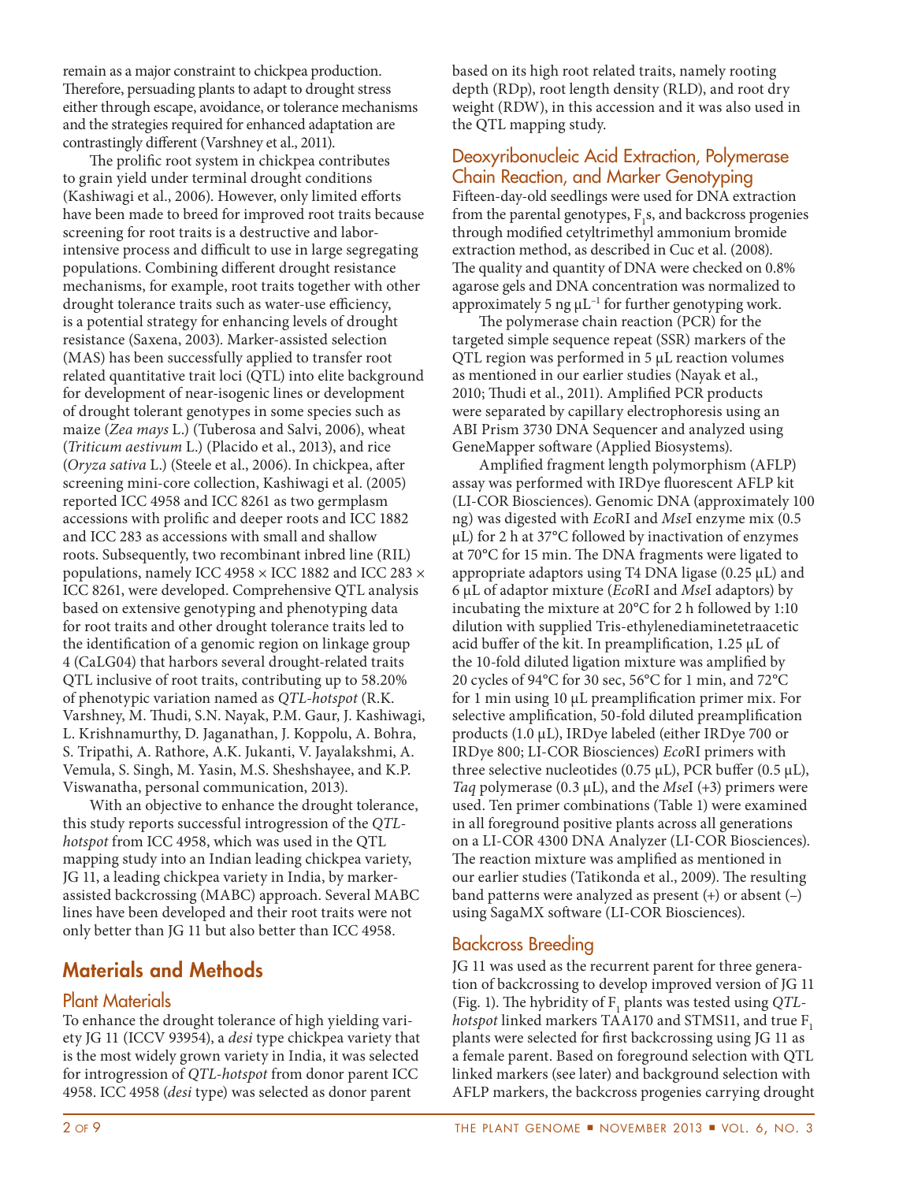remain as a major constraint to chickpea production. Therefore, persuading plants to adapt to drought stress either through escape, avoidance, or tolerance mechanisms and the strategies required for enhanced adaptation are contrastingly different (Varshney et al., 2011).

The prolific root system in chickpea contributes to grain yield under terminal drought conditions (Kashiwagi et al., 2006). However, only limited efforts have been made to breed for improved root traits because screening for root traits is a destructive and labor-intensive process and difficult to use in large segregating populations. Combining different drought resistance mechanisms, for example, root traits together with other drought tolerance traits such as water-use efficiency, is a potential strategy for enhancing levels of drought resistance (Saxena, 2003). Marker-assisted selection (MAS) has been successfully applied to transfer root related quantitative trait loci (QTL) into elite background for development of near-isogenic lines or development of drought tolerant genotypes in some species such as maize (*Zea mays* L.) (Tuberosa and Salvi, 2006), wheat (*Triticum aestivum* L.) (Placido et al., 2013), and rice (*Oryza sativa* L.) (Steele et al., 2006). In chickpea, after screening mini-core collection, Kashiwagi et al. (2005) reported ICC 4958 and ICC 8261 as two germplasm accessions with prolific and deeper roots and ICC 1882 and ICC 283 as accessions with small and shallow roots. Subsequently, two recombinant inbred line (RIL) populations, namely ICC 4958 × ICC 1882 and ICC 283 × ICC 8261, were developed. Comprehensive QTL analysis based on extensive genotyping and phenotyping data for root traits and other drought tolerance traits led to the identification of a genomic region on linkage group 4 (CaLG04) that harbors several drought-related traits QTL inclusive of root traits, contributing up to 58.20% of phenotypic variation named as *QTL-hotspot* (R.K. Varshney, M. Thudi, S.N. Nayak, P.M. Gaur, J. Kashiwagi, L. Krishnamurthy, D. Jaganathan, J. Koppolu, A. Bohra, S. Tripathi, A. Rathore, A.K. Jukanti, V. Jayalakshmi, A. Vemula, S. Singh, M. Yasin, M.S. Sheshshayee, and K.P. Viswanatha, personal communication, 2013).

With an objective to enhance the drought tolerance, this study reports successful introgression of the *QTL-hotspot* from ICC 4958, which was used in the QTL mapping study into an Indian leading chickpea variety, JG 11, a leading chickpea variety in India, by marker-assisted backcrossing (MABC) approach. Several MABC lines have been developed and their root traits were not only better than JG 11 but also better than ICC 4958.

# Materials and Methods

## Plant Materials

To enhance the drought tolerance of high yielding variety JG 11 (ICCV 93954), a *desi* type chickpea variety that is the most widely grown variety in India, it was selected for introgression of *QTL-hotspot* from donor parent ICC 4958. ICC 4958 (*desi* type) was selected as donor parent based on its high root related traits, namely rooting depth (RDp), root length density (RLD), and root dry weight (RDW), in this accession and it was also used in the QTL mapping study.

## Deoxyribonucleic Acid Extraction, Polymerase Chain Reaction, and Marker Genotyping

Fifteen-day-old seedlings were used for DNA extraction from the parental genotypes, $F_1$s, and backcross progenies through modified cetyltrimethyl ammonium bromide extraction method, as described in Cuc et al. (2008). The quality and quantity of DNA were checked on 0.8% agarose gels and DNA concentration was normalized to approximately 5 ng $\mu L^{-1}$ for further genotyping work.

The polymerase chain reaction (PCR) for the targeted simple sequence repeat (SSR) markers of the QTL region was performed in 5 μL reaction volumes as mentioned in our earlier studies (Nayak et al., 2010; Thudi et al., 2011). Amplified PCR products were separated by capillary electrophoresis using an ABI Prism 3730 DNA Sequencer and analyzed using GeneMapper software (Applied Biosystems).

Amplified fragment length polymorphism (AFLP) assay was performed with IRDye fluorescent AFLP kit (LI-COR Biosciences). Genomic DNA (approximately 100 ng) was digested with *Eco*RI and *Mse*I enzyme mix (0.5 μL) for 2 h at 37°C followed by inactivation of enzymes at 70°C for 15 min. The DNA fragments were ligated to appropriate adaptors using T4 DNA ligase (0.25 μL) and 6 μL of adaptor mixture (*Eco*RI and *Mse*I adaptors) by incubating the mixture at 20°C for 2 h followed by 1:10 dilution with supplied Tris-ethylenediaminetetraacetic acid buffer of the kit. In preamplification, 1.25 μL of the 10-fold diluted ligation mixture was amplified by 20 cycles of 94°C for 30 sec, 56°C for 1 min, and 72°C for 1 min using 10 μL preamplification primer mix. For selective amplification, 50-fold diluted preamplification products (1.0 μL), IRDye labeled (either IRDye 700 or IRDye 800; LI-COR Biosciences) *Eco*RI primers with three selective nucleotides (0.75 μL), PCR buffer (0.5 μL), *Taq* polymerase (0.3 μL), and the *Mse*I (+3) primers were used. Ten primer combinations (Table 1) were examined in all foreground positive plants across all generations on a LI-COR 4300 DNA Analyzer (LI-COR Biosciences). The reaction mixture was amplified as mentioned in our earlier studies (Tatikonda et al., 2009). The resulting band patterns were analyzed as present (+) or absent (–) using SagaMX software (LI-COR Biosciences).

## Backcross Breeding

JG 11 was used as the recurrent parent for three generation of backcrossing to develop improved version of JG 11 (Fig. 1). The hybridity of $F_1$ plants was tested using *QTL-hotspot* linked markers TAA170 and STMS11, and true $F_1$ plants were selected for first backcrossing using JG 11 as a female parent. Based on foreground selection with QTL linked markers (see later) and background selection with AFLP markers, the backcross progenies carrying drought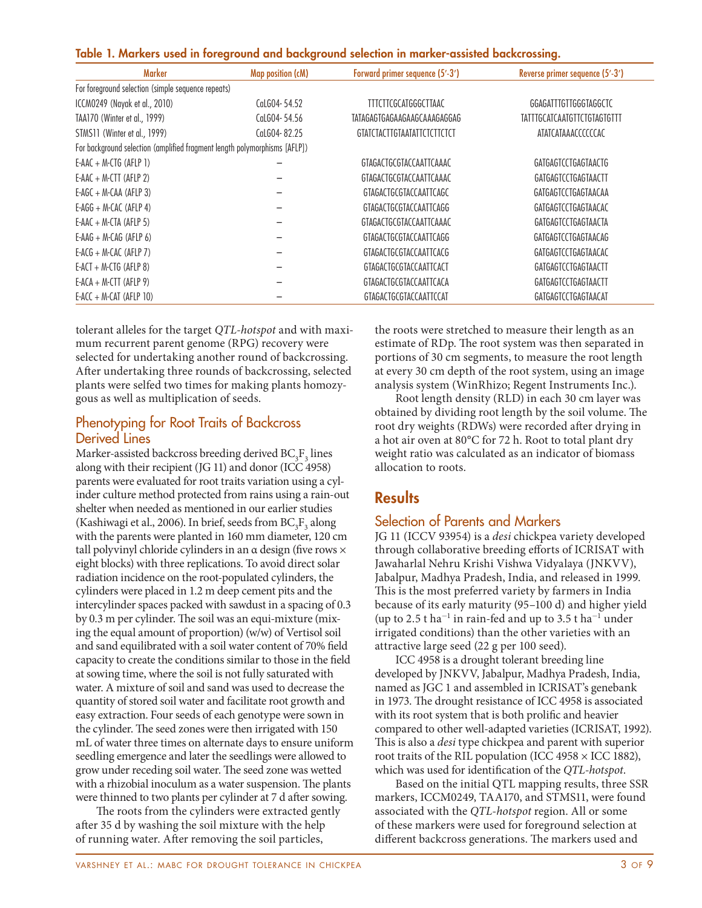**Table 1. Markers used in foreground and background selection in marker-assisted backcrossing.**

| Marker | Map position (cM) | Forward primer sequence (5′-3′) | Reverse primer sequence (5′-3′) |
|---|---|---|---|
| For foreground selection (simple sequence repeats) | | | |
| ICCM0249 (Nayak et al., 2010) | CaLG04- 54.52 | TTTCTTCGCATGGGCTTAAC | GGAGATTTGTTGGGTAGGCTC |
| TAA170 (Winter et al., 1999) | CaLG04- 54.56 | TATAGAGTGAGAAGAAGCAAAGAGGAG | TATTTGCATCAATGTTCTGTAGTGTTT |
| STMS11 (Winter et al., 1999) | CaLG04- 82.25 | GTATCTACTTGTAATATTCTCTTCTCT | ATATCATAAACCCCCCAC |
| For background selection (amplified fragment length polymorphisms [AFLP]) | | | |
| E-AAC + M-CTG (AFLP 1) | – | GTAGACTGCGTACCAATTCAAAC | GATGAGTCCTGAGTAACTG |
| E-AAC + M-CTT (AFLP 2) | – | GTAGACTGCGTACCAATTCAAAC | GATGAGTCCTGAGTAACTT |
| E-AGC + M-CAA (AFLP 3) | – | GTAGACTGCGTACCAATTCAGC | GATGAGTCCTGAGTAACAA |
| E-AGG + M-CAC (AFLP 4) | – | GTAGACTGCGTACCAATTCAGG | GATGAGTCCTGAGTAACAC |
| E-AAC + M-CTA (AFLP 5) | – | GTAGACTGCGTACCAATTCAAAC | GATGAGTCCTGAGTAACTA |
| E-AAG + M-CAG (AFLP 6) | – | GTAGACTGCGTACCAATTCAGG | GATGAGTCCTGAGTAACAG |
| E-ACG + M-CAC (AFLP 7) | – | GTAGACTGCGTACCAATTCACG | GATGAGTCCTGAGTAACAC |
| E-ACT + M-CTG (AFLP 8) | – | GTAGACTGCGTACCAATTCACT | GATGAGTCCTGAGTAACTT |
| E-ACA + M-CTT (AFLP 9) | – | GTAGACTGCGTACCAATTCACA | GATGAGTCCTGAGTAACTT |
| E-ACC + M-CAT (AFLP 10) | – | GTAGACTGCGTACCAATTCCAT | GATGAGTCCTGAGTAACAT |

tolerant alleles for the target *QTL-hotspot* and with maximum recurrent parent genome (RPG) recovery were selected for undertaking another round of backcrossing. After undertaking three rounds of backcrossing, selected plants were selfed two times for making plants homozygous as well as multiplication of seeds.

## Phenotyping for Root Traits of Backcross Derived Lines

Marker-assisted backcross breeding derived $BC_3F_3$ lines along with their recipient (JG 11) and donor (ICC 4958) parents were evaluated for root traits variation using a cylinder culture method protected from rains using a rain-out shelter when needed as mentioned in our earlier studies (Kashiwagi et al., 2006). In brief, seeds from $BC_3F_3$ along with the parents were planted in 160 mm diameter, 120 cm tall polyvinyl chloride cylinders in an α design (five rows × eight blocks) with three replications. To avoid direct solar radiation incidence on the root-populated cylinders, the cylinders were placed in 1.2 m deep cement pits and the intercylinder spaces packed with sawdust in a spacing of 0.3 by 0.3 m per cylinder. The soil was an equi-mixture (mixing the equal amount of proportion) (w/w) of Vertisol soil and sand equilibrated with a soil water content of 70% field capacity to create the conditions similar to those in the field at sowing time, where the soil is not fully saturated with water. A mixture of soil and sand was used to decrease the quantity of stored soil water and facilitate root growth and easy extraction. Four seeds of each genotype were sown in the cylinder. The seed zones were then irrigated with 150 mL of water three times on alternate days to ensure uniform seedling emergence and later the seedlings were allowed to grow under receding soil water. The seed zone was wetted with a rhizobial inoculum as a water suspension. The plants were thinned to two plants per cylinder at 7 d after sowing.

The roots from the cylinders were extracted gently after 35 d by washing the soil mixture with the help of running water. After removing the soil particles, the roots were stretched to measure their length as an estimate of RDp. The root system was then separated in portions of 30 cm segments, to measure the root length at every 30 cm depth of the root system, using an image analysis system (WinRhizo; Regent Instruments Inc.).

Root length density (RLD) in each 30 cm layer was obtained by dividing root length by the soil volume. The root dry weights (RDWs) were recorded after drying in a hot air oven at 80°C for 72 h. Root to total plant dry weight ratio was calculated as an indicator of biomass allocation to roots.

# Results

## Selection of Parents and Markers

JG 11 (ICCV 93954) is a *desi* chickpea variety developed through collaborative breeding efforts of ICRISAT with Jawaharlal Nehru Krishi Vishwa Vidyalaya (JNKVV), Jabalpur, Madhya Pradesh, India, and released in 1999. This is the most preferred variety by farmers in India because of its early maturity (95–100 d) and higher yield (up to 2.5 t $ha^{-1}$ in rain-fed and up to 3.5 t $ha^{-1}$ under irrigated conditions) than the other varieties with an attractive large seed (22 g per 100 seed).

ICC 4958 is a drought tolerant breeding line developed by JNKVV, Jabalpur, Madhya Pradesh, India, named as JGC 1 and assembled in ICRISAT's genebank in 1973. The drought resistance of ICC 4958 is associated with its root system that is both prolific and heavier compared to other well-adapted varieties (ICRISAT, 1992). This is also a *desi* type chickpea and parent with superior root traits of the RIL population (ICC 4958 × ICC 1882), which was used for identification of the *QTL-hotspot*.

Based on the initial QTL mapping results, three SSR markers, ICCM0249, TAA170, and STMS11, were found associated with the *QTL-hotspot* region. All or some of these markers were used for foreground selection at different backcross generations. The markers used and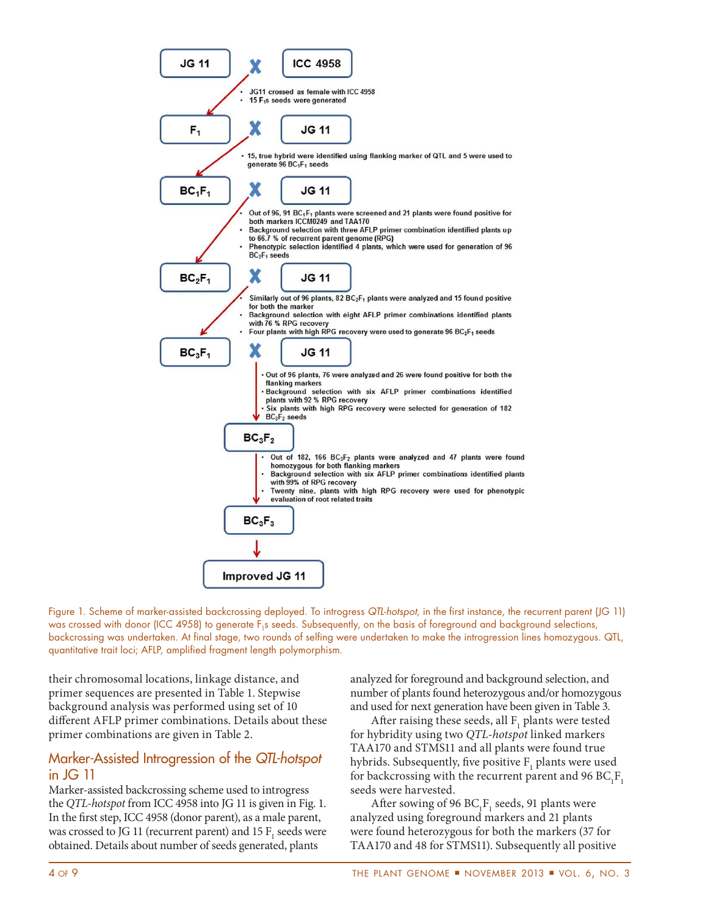JG 11 × ICC 4958

- JG11 crossed as female with ICC 4958
- 15 $F_1$s seeds were generated

$F_1$ × JG 11

- 15, true hybrid were identified using flanking marker of QTL and 5 were used to generate 96 $BC_1F_1$ seeds

$BC_1F_1$ × JG 11

- Out of 96, 91 $BC_1F_1$ plants were screened and 21 plants were found positive for both markers ICCM0249 and TAA170
- Background selection with three AFLP primer combination identified plants up to 66.7 % of recurrent parent genome (RPG)
- Phenotypic selection identified 4 plants, which were used for generation of 96 $BC_2F_1$ seeds

$BC_2F_1$ × JG 11

- Similarly out of 96 plants, 82 $BC_2F_1$ plants were analyzed and 15 found positive for both the marker
- Background selection with eight AFLP primer combinations identified plants with 76 % RPG recovery
- Four plants with high RPG recovery were used to generate 96 $BC_3F_1$ seeds

$BC_3F_1$ × JG 11

- Out of 96 plants, 76 were analyzed and 26 were found positive for both the flanking markers
- Background selection with six AFLP primer combinations identified plants with 92 % RPG recovery
- Six plants with high RPG recovery were selected for generation of 182 $BC_3F_2$ seeds

$BC_3F_2$

- Out of 182, 166 $BC_3F_2$ plants were analyzed and 47 plants were found homozygous for both flanking markers
- Background selection with six AFLP primer combinations identified plants with 99% of RPG recovery
- Twenty nine, plants with high RPG recovery were used for phenotypic evaluation of root related traits

$BC_3F_3$

Improved JG 11

Figure 1. Scheme of marker-assisted backcrossing deployed. To introgress *QTL-hotspot*, in the first instance, the recurrent parent (JG 11) was crossed with donor (ICC 4958) to generate $F_1$s seeds. Subsequently, on the basis of foreground and background selections, backcrossing was undertaken. At final stage, two rounds of selfing were undertaken to make the introgression lines homozygous. QTL, quantitative trait loci; AFLP, amplified fragment length polymorphism.

their chromosomal locations, linkage distance, and primer sequences are presented in Table 1. Stepwise background analysis was performed using set of 10 different AFLP primer combinations. Details about these primer combinations are given in Table 2.

## Marker-Assisted Introgression of the *QTL-hotspot* in JG 11

Marker-assisted backcrossing scheme used to introgress the *QTL-hotspot* from ICC 4958 into JG 11 is given in Fig. 1. In the first step, ICC 4958 (donor parent), as a male parent, was crossed to JG 11 (recurrent parent) and 15 $F_1$ seeds were obtained. Details about number of seeds generated, plants analyzed for foreground and background selection, and number of plants found heterozygous and/or homozygous and used for next generation have been given in Table 3.

After raising these seeds, all $F_1$ plants were tested for hybridity using two *QTL-hotspot* linked markers TAA170 and STMS11 and all plants were found true hybrids. Subsequently, five positive $F_1$ plants were used for backcrossing with the recurrent parent and 96 $BC_1F_1$ seeds were harvested.

After sowing of 96 $BC_1F_1$ seeds, 91 plants were analyzed using foreground markers and 21 plants were found heterozygous for both the markers (37 for TAA170 and 48 for STMS11). Subsequently all positive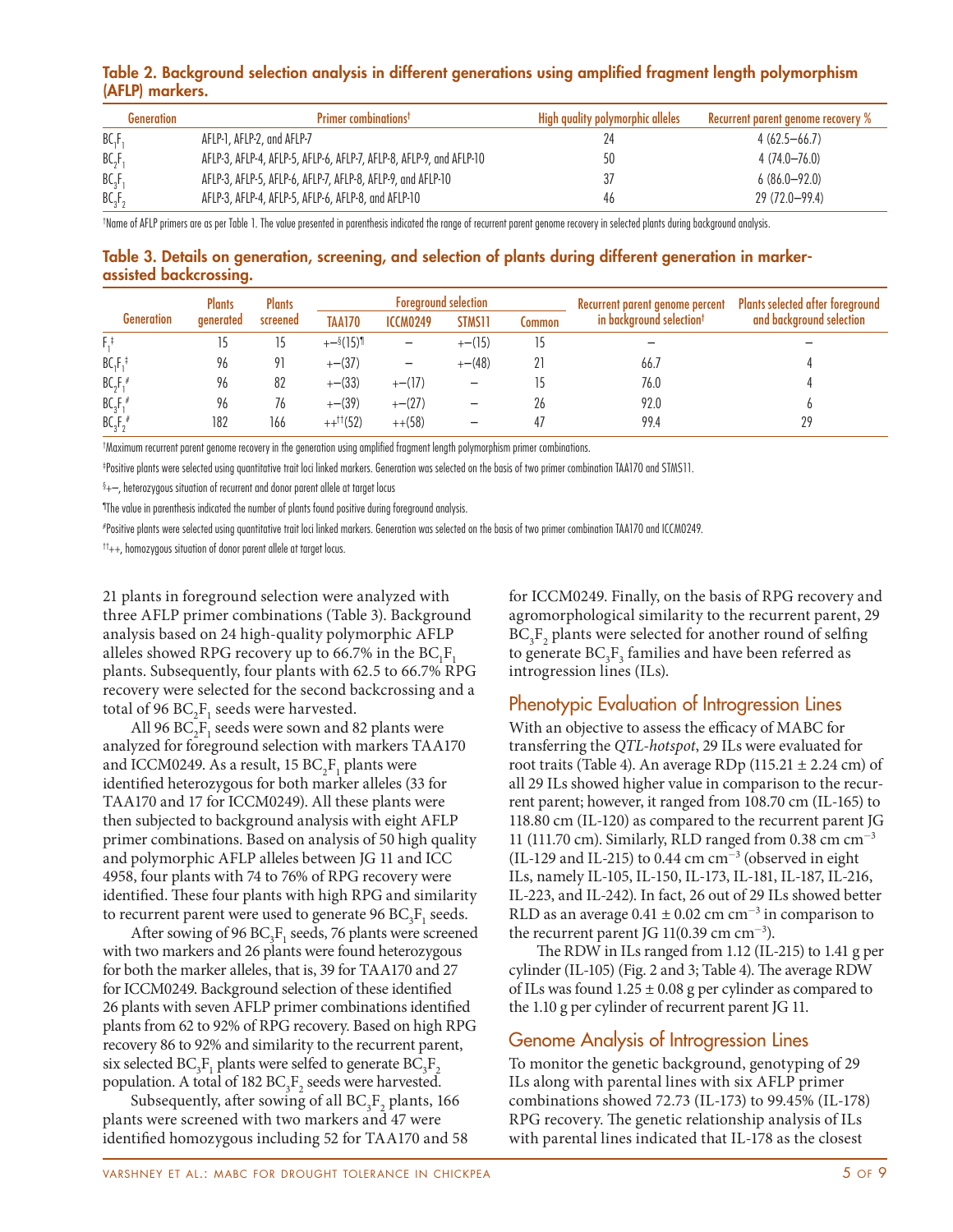**Table 2. Background selection analysis in different generations using amplified fragment length polymorphism (AFLP) markers.**

| Generation | Primer combinations† | High quality polymorphic alleles | Recurrent parent genome recovery % |
|---|---|---|---|
| $BC_1F_1$ | AFLP-1, AFLP-2, and AFLP-7 | 24 | 4 (62.5–66.7) |
| $BC_2F_1$ | AFLP-3, AFLP-4, AFLP-5, AFLP-6, AFLP-7, AFLP-8, AFLP-9, and AFLP-10 | 50 | 4 (74.0–76.0) |
| $BC_3F_1$ | AFLP-3, AFLP-5, AFLP-6, AFLP-7, AFLP-8, AFLP-9, and AFLP-10 | 37 | 6 (86.0–92.0) |
| $BC_3F_2$ | AFLP-3, AFLP-4, AFLP-5, AFLP-6, AFLP-8, and AFLP-10 | 46 | 29 (72.0–99.4) |

†Name of AFLP primers are as per Table 1. The value presented in parenthesis indicated the range of recurrent parent genome recovery in selected plants during background analysis.

**Table 3. Details on generation, screening, and selection of plants during different generation in marker-assisted backcrossing.**

| Generation | Plants generated | Plants screened | Foreground selection | | | | Recurrent parent genome percent in background selection† | Plants selected after foreground and background selection |
|---|---|---|---|---|---|---|---|---|
| | | | TAA170 | ICCM0249 | STMS11 | Common | | |
| $F_1$‡ | 15 | 15 | +–§(15)¶ | – | +–(15) | 15 | – | – |
| $BC_1F_1$‡ | 96 | 91 | +–(37) | – | +–(48) | 21 | 66.7 | 4 |
| $BC_2F_1$# | 96 | 82 | +–(33) | +–(17) | – | 15 | 76.0 | 4 |
| $BC_3F_1$# | 96 | 76 | +–(39) | +–(27) | – | 26 | 92.0 | 6 |
| $BC_3F_2$# | 182 | 166 | ++††(52) | ++(58) | – | 47 | 99.4 | 29 |

†Maximum recurrent parent genome recovery in the generation using amplified fragment length polymorphism primer combinations.

‡Positive plants were selected using quantitative trait loci linked markers. Generation was selected on the basis of two primer combination TAA170 and STMS11.

§+–, heterozygous situation of recurrent and donor parent allele at target locus

¶The value in parenthesis indicated the number of plants found positive during foreground analysis.

#Positive plants were selected using quantitative trait loci linked markers. Generation was selected on the basis of two primer combination TAA170 and ICCM0249.

††++, homozygous situation of donor parent allele at target locus.

21 plants in foreground selection were analyzed with three AFLP primer combinations (Table 3). Background analysis based on 24 high-quality polymorphic AFLP alleles showed RPG recovery up to 66.7% in the $BC_1F_1$ plants. Subsequently, four plants with 62.5 to 66.7% RPG recovery were selected for the second backcrossing and a total of 96 $BC_2F_1$ seeds were harvested.

All 96 $BC_2F_1$ seeds were sown and 82 plants were analyzed for foreground selection with markers TAA170 and ICCM0249. As a result, 15 $BC_2F_1$ plants were identified heterozygous for both marker alleles (33 for TAA170 and 17 for ICCM0249). All these plants were then subjected to background analysis with eight AFLP primer combinations. Based on analysis of 50 high quality and polymorphic AFLP alleles between JG 11 and ICC 4958, four plants with 74 to 76% of RPG recovery were identified. These four plants with high RPG and similarity to recurrent parent were used to generate 96 $BC_3F_1$ seeds.

After sowing of 96 $BC_3F_1$ seeds, 76 plants were screened with two markers and 26 plants were found heterozygous for both the marker alleles, that is, 39 for TAA170 and 27 for ICCM0249. Background selection of these identified 26 plants with seven AFLP primer combinations identified plants from 62 to 92% of RPG recovery. Based on high RPG recovery 86 to 92% and similarity to the recurrent parent, six selected $BC_3F_1$ plants were selfed to generate $BC_3F_2$ population. A total of 182 $BC_3F_2$ seeds were harvested.

Subsequently, after sowing of all $BC_3F_2$ plants, 166 plants were screened with two markers and 47 were identified homozygous including 52 for TAA170 and 58 for ICCM0249. Finally, on the basis of RPG recovery and agromorphological similarity to the recurrent parent, 29 $BC_3F_2$ plants were selected for another round of selfing to generate $BC_3F_3$ families and have been referred as introgression lines (ILs).

## Phenotypic Evaluation of Introgression Lines

With an objective to assess the efficacy of MABC for transferring the *QTL-hotspot*, 29 ILs were evaluated for root traits (Table 4). An average RDp (115.21 ± 2.24 cm) of all 29 ILs showed higher value in comparison to the recurrent parent; however, it ranged from 108.70 cm (IL-165) to 118.80 cm (IL-120) as compared to the recurrent parent JG 11 (111.70 cm). Similarly, RLD ranged from 0.38 cm $cm^{-3}$ (IL-129 and IL-215) to 0.44 cm $cm^{-3}$ (observed in eight ILs, namely IL-105, IL-150, IL-173, IL-181, IL-187, IL-216, IL-223, and IL-242). In fact, 26 out of 29 ILs showed better RLD as an average 0.41 ± 0.02 cm $cm^{-3}$ in comparison to the recurrent parent JG 11(0.39 cm $cm^{-3}$).

The RDW in ILs ranged from 1.12 (IL-215) to 1.41 g per cylinder (IL-105) (Fig. 2 and 3; Table 4). The average RDW of ILs was found 1.25 ± 0.08 g per cylinder as compared to the 1.10 g per cylinder of recurrent parent JG 11.

## Genome Analysis of Introgression Lines

To monitor the genetic background, genotyping of 29 ILs along with parental lines with six AFLP primer combinations showed 72.73 (IL-173) to 99.45% (IL-178) RPG recovery. The genetic relationship analysis of ILs with parental lines indicated that IL-178 as the closest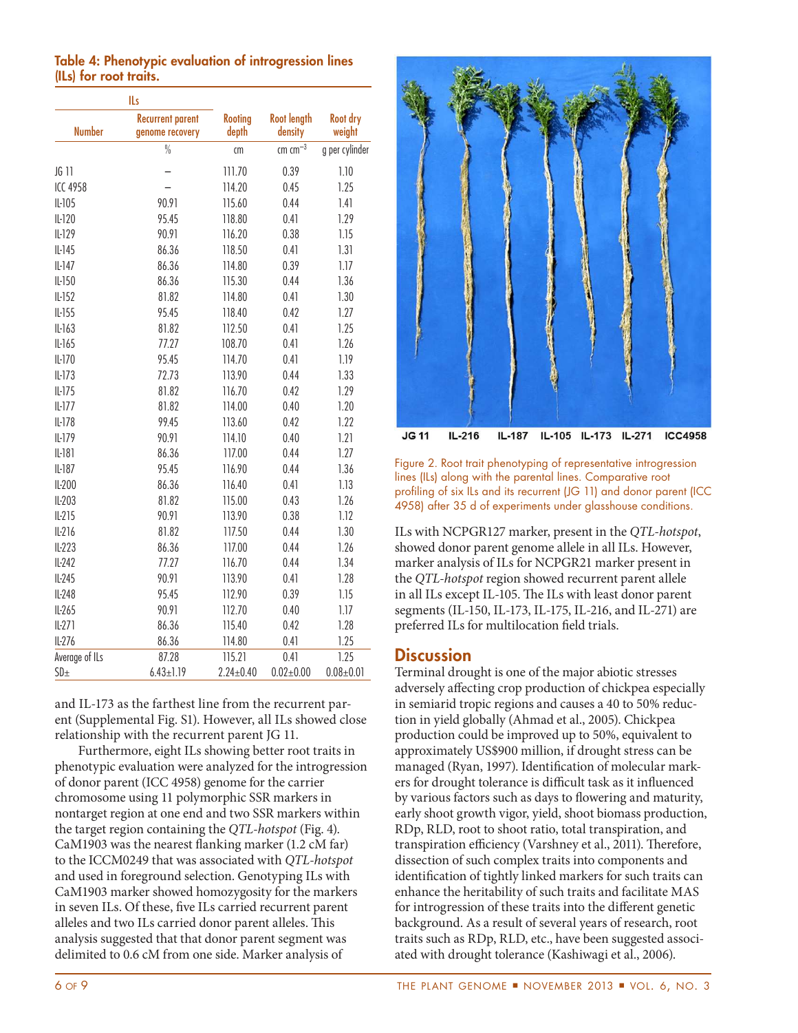**Table 4: Phenotypic evaluation of introgression lines (ILs) for root traits.**

| ILs | | Rooting depth | Root length density | Root dry weight |
|---|---|---|---|---|
| Number | Recurrent parent genome recovery | | | |
| | % | cm | cm cm$^{-3}$ | g per cylinder |
| JG 11 | – | 111.70 | 0.39 | 1.10 |
| ICC 4958 | – | 114.20 | 0.45 | 1.25 |
| IL-105 | 90.91 | 115.60 | 0.44 | 1.41 |
| IL-120 | 95.45 | 118.80 | 0.41 | 1.29 |
| IL-129 | 90.91 | 116.20 | 0.38 | 1.15 |
| IL-145 | 86.36 | 118.50 | 0.41 | 1.31 |
| IL-147 | 86.36 | 114.80 | 0.39 | 1.17 |
| IL-150 | 86.36 | 115.30 | 0.44 | 1.36 |
| IL-152 | 81.82 | 114.80 | 0.41 | 1.30 |
| IL-155 | 95.45 | 118.40 | 0.42 | 1.27 |
| IL-163 | 81.82 | 112.50 | 0.41 | 1.25 |
| IL-165 | 77.27 | 108.70 | 0.41 | 1.26 |
| IL-170 | 95.45 | 114.70 | 0.41 | 1.19 |
| IL-173 | 72.73 | 113.90 | 0.44 | 1.33 |
| IL-175 | 81.82 | 116.70 | 0.42 | 1.29 |
| IL-177 | 81.82 | 114.00 | 0.40 | 1.20 |
| IL-178 | 99.45 | 113.60 | 0.42 | 1.22 |
| IL-179 | 90.91 | 114.10 | 0.40 | 1.21 |
| IL-181 | 86.36 | 117.00 | 0.44 | 1.27 |
| IL-187 | 95.45 | 116.90 | 0.44 | 1.36 |
| IL-200 | 86.36 | 116.40 | 0.41 | 1.13 |
| IL-203 | 81.82 | 115.00 | 0.43 | 1.26 |
| IL-215 | 90.91 | 113.90 | 0.38 | 1.12 |
| IL-216 | 81.82 | 117.50 | 0.44 | 1.30 |
| IL-223 | 86.36 | 117.00 | 0.44 | 1.26 |
| IL-242 | 77.27 | 116.70 | 0.44 | 1.34 |
| IL-245 | 90.91 | 113.90 | 0.41 | 1.28 |
| IL-248 | 95.45 | 112.90 | 0.39 | 1.15 |
| IL-265 | 90.91 | 112.70 | 0.40 | 1.17 |
| IL-271 | 86.36 | 115.40 | 0.42 | 1.28 |
| IL-276 | 86.36 | 114.80 | 0.41 | 1.25 |
| Average of ILs | 87.28 | 115.21 | 0.41 | 1.25 |
| SD± | 6.43±1.19 | 2.24±0.40 | 0.02±0.00 | 0.08±0.01 |

and IL-173 as the farthest line from the recurrent parent (Supplemental Fig. S1). However, all ILs showed close relationship with the recurrent parent JG 11.

Furthermore, eight ILs showing better root traits in phenotypic evaluation were analyzed for the introgression of donor parent (ICC 4958) genome for the carrier chromosome using 11 polymorphic SSR markers in nontarget region at one end and two SSR markers within the target region containing the *QTL-hotspot* (Fig. 4). CaM1903 was the nearest flanking marker (1.2 cM far) to the ICCM0249 that was associated with *QTL-hotspot* and used in foreground selection. Genotyping ILs with CaM1903 marker showed homozygosity for the markers in seven ILs. Of these, five ILs carried recurrent parent alleles and two ILs carried donor parent alleles. This analysis suggested that that donor parent segment was delimited to 0.6 cM from one side. Marker analysis of

JG 11 IL-216 IL-187 IL-105 IL-173 IL-271 ICC4958

Figure 2. Root trait phenotyping of representative introgression lines (ILs) along with the parental lines. Comparative root profiling of six ILs and its recurrent (JG 11) and donor parent (ICC 4958) after 35 d of experiments under glasshouse conditions.

ILs with NCPGR127 marker, present in the *QTL-hotspot*, showed donor parent genome allele in all ILs. However, marker analysis of ILs for NCPGR21 marker present in the *QTL-hotspot* region showed recurrent parent allele in all ILs except IL-105. The ILs with least donor parent segments (IL-150, IL-173, IL-175, IL-216, and IL-271) are preferred ILs for multilocation field trials.

## Discussion

Terminal drought is one of the major abiotic stresses adversely affecting crop production of chickpea especially in semiarid tropic regions and causes a 40 to 50% reduction in yield globally (Ahmad et al., 2005). Chickpea production could be improved up to 50%, equivalent to approximately US$900 million, if drought stress can be managed (Ryan, 1997). Identification of molecular markers for drought tolerance is difficult task as it influenced by various factors such as days to flowering and maturity, early shoot growth vigor, yield, shoot biomass production, RDp, RLD, root to shoot ratio, total transpiration, and transpiration efficiency (Varshney et al., 2011). Therefore, dissection of such complex traits into components and identification of tightly linked markers for such traits can enhance the heritability of such traits and facilitate MAS for introgression of these traits into the different genetic background. As a result of several years of research, root traits such as RDp, RLD, etc., have been suggested associated with drought tolerance (Kashiwagi et al., 2006).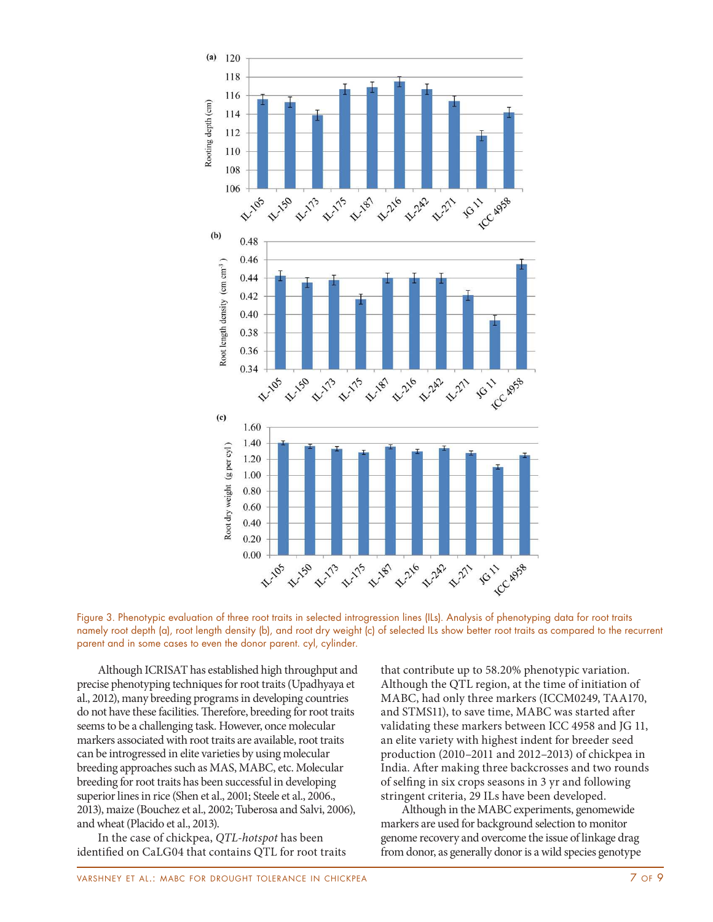Figure 3. Phenotypic evaluation of three root traits in selected introgression lines (ILs). Analysis of phenotyping data for root traits namely root depth (a), root length density (b), and root dry weight (c) of selected ILs show better root traits as compared to the recurrent parent and in some cases to even the donor parent. cyl, cylinder.

Although ICRISAT has established high throughput and precise phenotyping techniques for root traits (Upadhyaya et al., 2012), many breeding programs in developing countries do not have these facilities. Therefore, breeding for root traits seems to be a challenging task. However, once molecular markers associated with root traits are available, root traits can be introgressed in elite varieties by using molecular breeding approaches such as MAS, MABC, etc. Molecular breeding for root traits has been successful in developing superior lines in rice (Shen et al., 2001; Steele et al., 2006., 2013), maize (Bouchez et al., 2002; Tuberosa and Salvi, 2006), and wheat (Placido et al., 2013).

In the case of chickpea, *QTL-hotspot* has been identified on CaLG04 that contains QTL for root traits that contribute up to 58.20% phenotypic variation. Although the QTL region, at the time of initiation of MABC, had only three markers (ICCM0249, TAA170, and STMS11), to save time, MABC was started after validating these markers between ICC 4958 and JG 11, an elite variety with highest indent for breeder seed production (2010–2011 and 2012–2013) of chickpea in India. After making three backcrosses and two rounds of selfing in six crops seasons in 3 yr and following stringent criteria, 29 ILs have been developed.

Although in the MABC experiments, genomewide markers are used for background selection to monitor genome recovery and overcome the issue of linkage drag from donor, as generally donor is a wild species genotype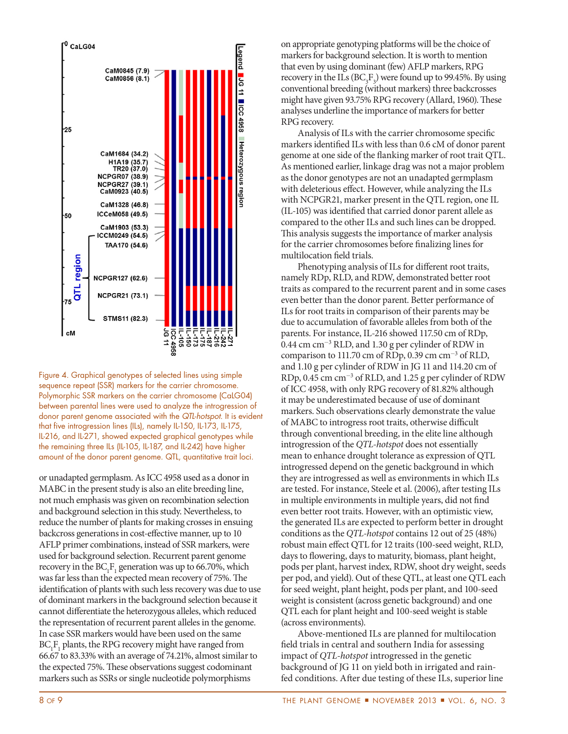Figure 4. Graphical genotypes of selected lines using simple sequence repeat (SSR) markers for the carrier chromosome. Polymorphic SSR markers on the carrier chromosome (CaLG04) between parental lines were used to analyze the introgression of donor parent genome associated with the *QTL-hotspot*. It is evident that five introgression lines (ILs), namely IL-150, IL-173, IL-175, IL-216, and IL-271, showed expected graphical genotypes while the remaining three ILs (IL-105, IL-187, and IL-242) have higher amount of the donor parent genome. QTL, quantitative trait loci.

or unadapted germplasm. As ICC 4958 used as a donor in MABC in the present study is also an elite breeding line, not much emphasis was given on recombination selection and background selection in this study. Nevertheless, to reduce the number of plants for making crosses in ensuing backcross generations in cost-effective manner, up to 10 AFLP primer combinations, instead of SSR markers, were used for background selection. Recurrent parent genome recovery in the $BC_1F_1$ generation was up to 66.70%, which was far less than the expected mean recovery of 75%. The identification of plants with such less recovery was due to use of dominant markers in the background selection because it cannot differentiate the heterozygous alleles, which reduced the representation of recurrent parent alleles in the genome. In case SSR markers would have been used on the same $BC_1F_1$ plants, the RPG recovery might have ranged from 66.67 to 83.33% with an average of 74.21%, almost similar to the expected 75%. These observations suggest codominant markers such as SSRs or single nucleotide polymorphisms on appropriate genotyping platforms will be the choice of markers for background selection. It is worth to mention that even by using dominant (few) AFLP markers, RPG recovery in the ILs ($BC_3F_3$) were found up to 99.45%. By using conventional breeding (without markers) three backcrosses might have given 93.75% RPG recovery (Allard, 1960). These analyses underline the importance of markers for better RPG recovery.

Analysis of ILs with the carrier chromosome specific markers identified ILs with less than 0.6 cM of donor parent genome at one side of the flanking marker of root trait QTL. As mentioned earlier, linkage drag was not a major problem as the donor genotypes are not an unadapted germplasm with deleterious effect. However, while analyzing the ILs with NCPGR21, marker present in the QTL region, one IL (IL-105) was identified that carried donor parent allele as compared to the other ILs and such lines can be dropped. This analysis suggests the importance of marker analysis for the carrier chromosomes before finalizing lines for multilocation field trials.

Phenotyping analysis of ILs for different root traits, namely RDp, RLD, and RDW, demonstrated better root traits as compared to the recurrent parent and in some cases even better than the donor parent. Better performance of ILs for root traits in comparison of their parents may be due to accumulation of favorable alleles from both of the parents. For instance, IL-216 showed 117.50 cm of RDp, 0.44 cm $cm^{-3}$ RLD, and 1.30 g per cylinder of RDW in comparison to 111.70 cm of RDp, 0.39 cm $cm^{-3}$ of RLD, and 1.10 g per cylinder of RDW in JG 11 and 114.20 cm of RDp, 0.45 cm $cm^{-3}$ of RLD, and 1.25 g per cylinder of RDW of ICC 4958, with only RPG recovery of 81.82% although it may be underestimated because of use of dominant markers. Such observations clearly demonstrate the value of MABC to introgress root traits, otherwise difficult through conventional breeding, in the elite line although introgression of the *QTL-hotspot* does not essentially mean to enhance drought tolerance as expression of QTL introgressed depend on the genetic background in which they are introgressed as well as environments in which ILs are tested. For instance, Steele et al. (2006), after testing ILs in multiple environments in multiple years, did not find even better root traits. However, with an optimistic view, the generated ILs are expected to perform better in drought conditions as the *QTL-hotspot* contains 12 out of 25 (48%) robust main effect QTL for 12 traits (100-seed weight, RLD, days to flowering, days to maturity, biomass, plant height, pods per plant, harvest index, RDW, shoot dry weight, seeds per pod, and yield). Out of these QTL, at least one QTL each for seed weight, plant height, pods per plant, and 100-seed weight is consistent (across genetic background) and one QTL each for plant height and 100-seed weight is stable (across environments).

Above-mentioned ILs are planned for multilocation field trials in central and southern India for assessing impact of *QTL-hotspot* introgressed in the genetic background of JG 11 on yield both in irrigated and rain-fed conditions. After due testing of these ILs, superior line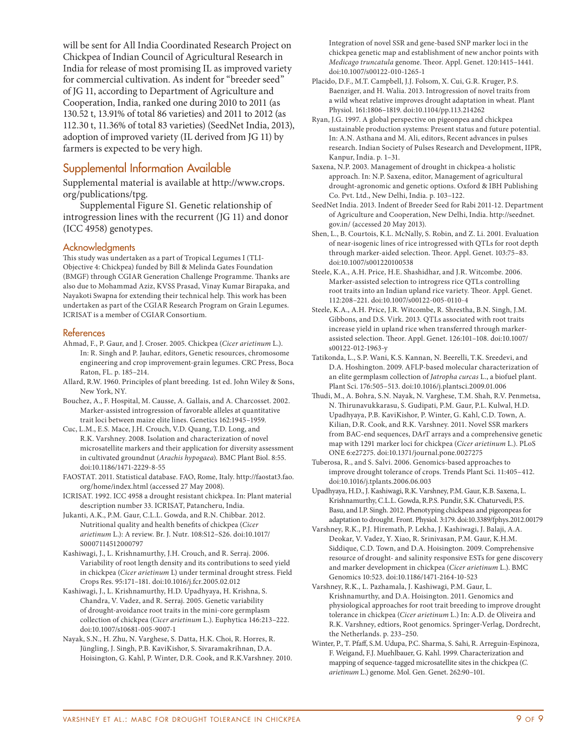will be sent for All India Coordinated Research Project on Chickpea of Indian Council of Agricultural Research in India for release of most promising IL as improved variety for commercial cultivation. As indent for "breeder seed" of JG 11, according to Department of Agriculture and Cooperation, India, ranked one during 2010 to 2011 (as 130.52 t, 13.91% of total 86 varieties) and 2011 to 2012 (as 112.30 t, 11.36% of total 83 varieties) (SeedNet India, 2013), adoption of improved variety (IL derived from JG 11) by farmers is expected to be very high.

## Supplemental Information Available

Supplemental material is available at http://www.crops.org/publications/tpg.

Supplemental Figure S1. Genetic relationship of introgression lines with the recurrent (JG 11) and donor (ICC 4958) genotypes.

### Acknowledgments

This study was undertaken as a part of Tropical Legumes I (TLI-Objective 4: Chickpea) funded by Bill & Melinda Gates Foundation (BMGF) through CGIAR Generation Challenge Programme. Thanks are also due to Mohammad Aziz, KVSS Prasad, Vinay Kumar Birapaka, and Nayakoti Swapna for extending their technical help. This work has been undertaken as part of the CGIAR Research Program on Grain Legumes. ICRISAT is a member of CGIAR Consortium.

### References

Ahmad, F., P. Gaur, and J. Croser. 2005. Chickpea (*Cicer arietinum* L.). In: R. Singh and P. Jauhar, editors, Genetic resources, chromosome engineering and crop improvement-grain legumes. CRC Press, Boca Raton, FL. p. 185–214.

Allard, R.W. 1960. Principles of plant breeding. 1st ed. John Wiley & Sons, New York, NY.

Bouchez, A., F. Hospital, M. Causse, A. Gallais, and A. Charcosset. 2002. Marker-assisted introgression of favorable alleles at quantitative trait loci between maize elite lines. Genetics 162:1945–1959.

Cuc, L.M., E.S. Mace, J.H. Crouch, V.D. Quang, T.D. Long, and R.K. Varshney. 2008. Isolation and characterization of novel microsatellite markers and their application for diversity assessment in cultivated groundnut (*Arachis hypogaea*). BMC Plant Biol. 8:55. doi:10.1186/1471-2229-8-55

FAOSTAT. 2011. Statistical database. FAO, Rome, Italy. http://faostat3.fao.org/home/index.html (accessed 27 May 2008).

ICRISAT. 1992. ICC 4958 a drought resistant chickpea. In: Plant material description number 33. ICRISAT, Patancheru, India.

Jukanti, A.K., P.M. Gaur, C.L.L. Gowda, and R.N. Chibbar. 2012. Nutritional quality and health benefits of chickpea (*Cicer arietinum* L.): A review. Br. J. Nutr. 108:S12–S26. doi:10.1017/S0007114512000797

Kashiwagi, J., L. Krishnamurthy, J.H. Crouch, and R. Serraj. 2006. Variability of root length density and its contributions to seed yield in chickpea (*Cicer arietinum* L) under terminal drought stress. Field Crops Res. 95:171–181. doi:10.1016/j.fcr.2005.02.012

Kashiwagi, J., L. Krishnamurthy, H.D. Upadhyaya, H. Krishna, S. Chandra, V. Vadez, and R. Serraj. 2005. Genetic variability of drought-avoidance root traits in the mini-core germplasm collection of chickpea (*Cicer arietinum* L.). Euphytica 146:213–222. doi:10.1007/s10681-005-9007-1

Nayak, S.N., H. Zhu, N. Varghese, S. Datta, H.K. Choi, R. Horres, R. Jüngling, J. Singh, P.B. KaviKishor, S. Sivaramakrihnan, D.A. Hoisington, G. Kahl, P. Winter, D.R. Cook, and R.K.Varshney. 2010. Integration of novel SSR and gene-based SNP marker loci in the chickpea genetic map and establishment of new anchor points with *Medicago truncatula* genome. Theor. Appl. Genet. 120:1415–1441. doi:10.1007/s00122-010-1265-1

Placido, D.F., M.T. Campbell, J.J. Folsom, X. Cui, G.R. Kruger, P.S. Baenziger, and H. Walia. 2013. Introgression of novel traits from a wild wheat relative improves drought adaptation in wheat. Plant Physiol. 161:1806–1819. doi:10.1104/pp.113.214262

Ryan, J.G. 1997. A global perspective on pigeonpea and chickpea sustainable production systems: Present status and future potential. In: A.N. Asthana and M. Ali, editors, Recent advances in pulses research. Indian Society of Pulses Research and Development, IIPR, Kanpur, India. p. 1–31.

Saxena, N.P. 2003. Management of drought in chickpea-a holistic approach. In: N.P. Saxena, editor, Management of agricultural drought-agronomic and genetic options. Oxford & IBH Publishing Co. Pvt. Ltd., New Delhi, India. p. 103–122.

SeedNet India. 2013. Indent of Breeder Seed for Rabi 2011-12. Department of Agriculture and Cooperation, New Delhi, India. http://seednet.gov.in/ (accessed 20 May 2013).

Shen, L., B. Courtois, K.L. McNally, S. Robin, and Z. Li. 2001. Evaluation of near-isogenic lines of rice introgressed with QTLs for root depth through marker-aided selection. Theor. Appl. Genet. 103:75–83. doi:10.1007/s001220100538

Steele, K.A., A.H. Price, H.E. Shashidhar, and J.R. Witcombe. 2006. Marker-assisted selection to introgress rice QTLs controlling root traits into an Indian upland rice variety. Theor. Appl. Genet. 112:208–221. doi:10.1007/s00122-005-0110-4

Steele, K.A., A.H. Price, J.R. Witcombe, R. Shrestha, B.N. Singh, J.M. Gibbons, and D.S. Virk. 2013. QTLs associated with root traits increase yield in upland rice when transferred through marker-assisted selection. Theor. Appl. Genet. 126:101–108. doi:10.1007/s00122-012-1963-y

Tatikonda, L., S.P. Wani, K.S. Kannan, N. Beerelli, T.K. Sreedevi, and D.A. Hoshington. 2009. AFLP-based molecular characterization of an elite germplasm collection of *Jatropha curcas* L., a biofuel plant. Plant Sci. 176:505–513. doi:10.1016/j.plantsci.2009.01.006

Thudi, M., A. Bohra, S.N. Nayak, N. Varghese, T.M. Shah, R.V. Penmetsa, N. Thirunavukkarasu, S. Gudipati, P.M. Gaur, P.L. Kulwal, H.D. Upadhyaya, P.B. KaviKishor, P. Winter, G. Kahl, C.D. Town, A. Kilian, D.R. Cook, and R.K. Varshney. 2011. Novel SSR markers from BAC-end sequences, DArT arrays and a comprehensive genetic map with 1291 marker loci for chickpea (*Cicer arietinum* L.). PLoS ONE 6:e27275. doi:10.1371/journal.pone.0027275

Tuberosa, R., and S. Salvi. 2006. Genomics-based approaches to improve drought tolerance of crops. Trends Plant Sci. 11:405–412. doi:10.1016/j.tplants.2006.06.003

Upadhyaya, H.D., J. Kashiwagi, R.K. Varshney, P.M. Gaur, K.B. Saxena, L. Krishnamurthy, C.L.L. Gowda, R.P.S. Pundir, S.K. Chaturvedi, P.S. Basu, and I.P. Singh. 2012. Phenotyping chickpeas and pigeonpeas for adaptation to drought. Front. Physiol. 3:179. doi:10.3389/fphys.2012.00179

Varshney, R.K., P.J. Hiremath, P. Lekha, J. Kashiwagi, J. Balaji, A.A. Deokar, V. Vadez, Y. Xiao, R. Srinivasan, P.M. Gaur, K.H.M. Siddique, C.D. Town, and D.A. Hoisington. 2009. Comprehensive resource of drought- and salinity responsive ESTs for gene discovery and marker development in chickpea (*Cicer arietinum* L.). BMC Genomics 10:523. doi:10.1186/1471-2164-10-523

Varshney, R.K., L. Pazhamala, J. Kashiwagi, P.M. Gaur, L. Krishnamurthy, and D.A. Hoisington. 2011. Genomics and physiological approaches for root trait breeding to improve drought tolerance in chickpea (*Cicer arietinum* L.) In: A.D. de Oliveira and R.K. Varshney, edtiors, Root genomics. Springer-Verlag, Dordrecht, the Netherlands. p. 233–250.

Winter, P., T. Pfaff, S.M. Udupa, P.C. Sharma, S. Sahi, R. Arreguin-Espinoza, F. Weigand, F.J. Muehlbauer, G. Kahl. 1999. Characterization and mapping of sequence-tagged microsatellite sites in the chickpea (*C. arietinum* L.) genome. Mol. Gen. Genet. 262:90–101.